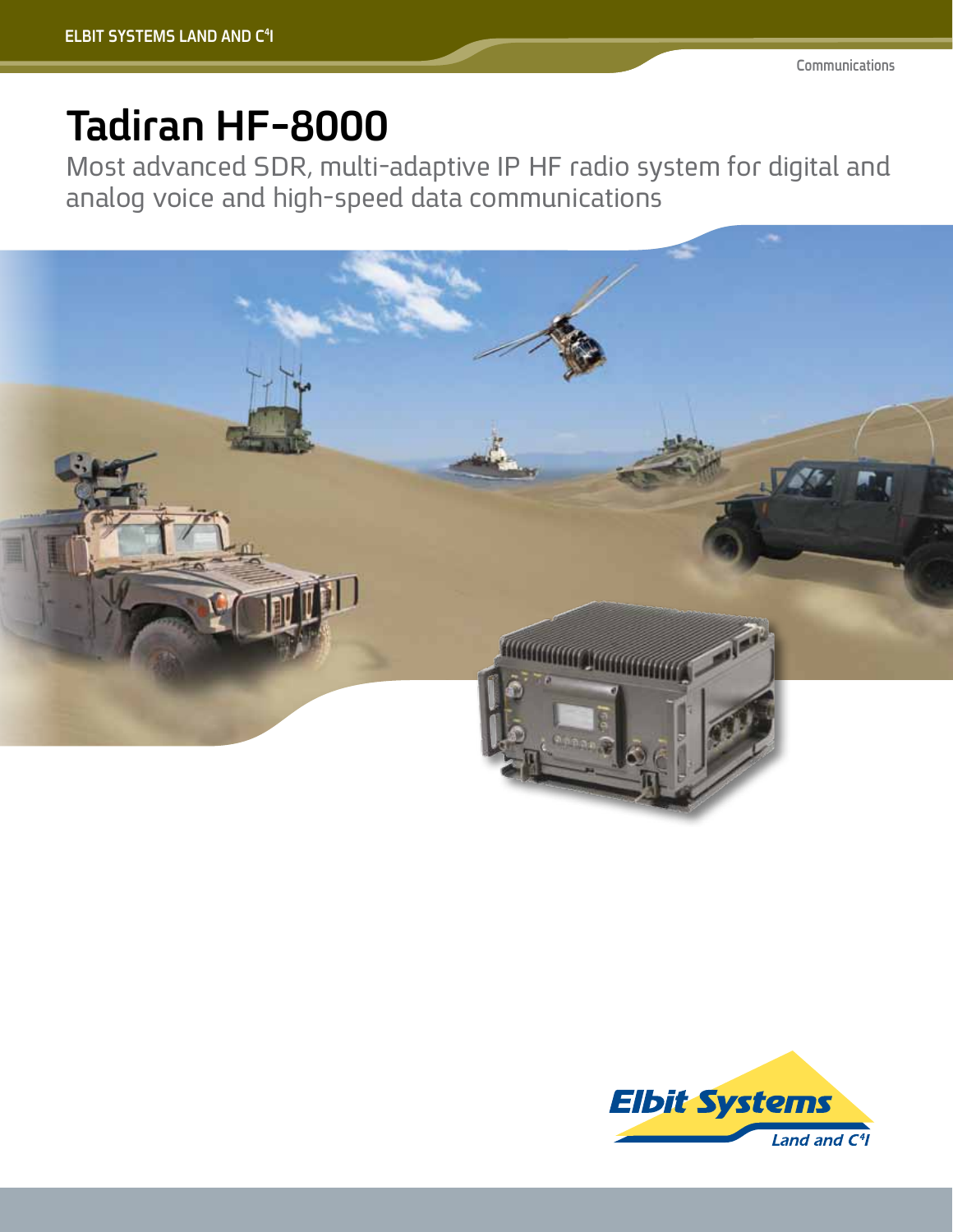# Tadiran HF-8000

Most advanced SDR, multi-adaptive IP HF radio system for digital and analog voice and high-speed data communications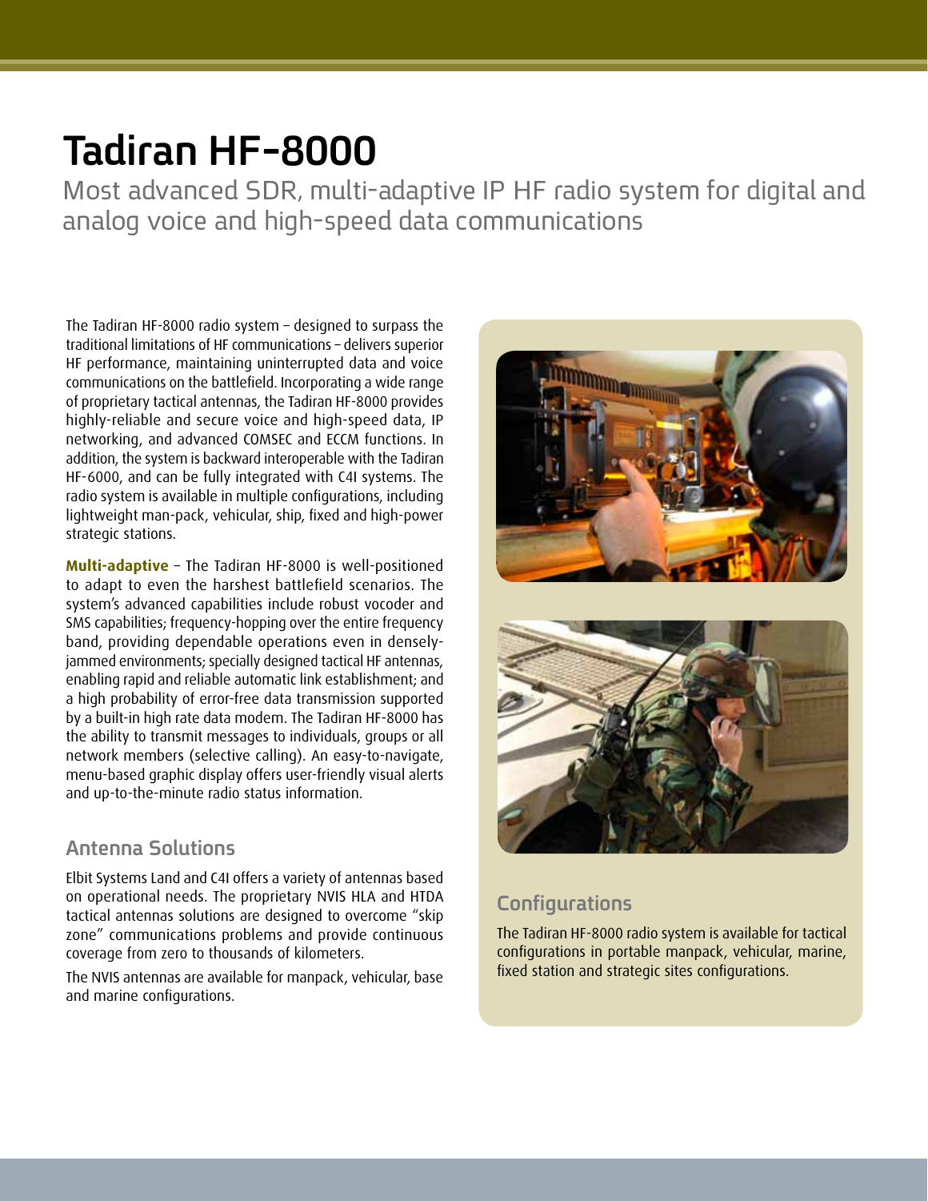# Tadiran HF-8000

Most advanced SDR, multi-adaptive IP HF radio system for digital and analog voice and high-speed data communications

The Tadiran HF-8000 radio system – designed to surpass the traditional limitations of HF communications – delivers superior HF performance, maintaining uninterrupted data and voice communications on the battlefield. Incorporating a wide range of proprietary tactical antennas, the Tadiran HF-8000 provides highly-reliable and secure voice and high-speed data, IP networking, and advanced COMSEC and ECCM functions. In addition, the system is backward interoperable with the Tadiran HF-6000, and can be fully integrated with C4I systems. The radio system is available in multiple configurations, including lightweight man-pack, vehicular, ship, fixed and high-power strategic stations.

**Multi-adaptive** – The Tadiran HF-8000 is well-positioned to adapt to even the harshest battlefield scenarios. The system's advanced capabilities include robust vocoder and SMS capabilities; frequency-hopping over the entire frequency band, providing dependable operations even in densely-jammed environments; specially designed tactical HF antennas, enabling rapid and reliable automatic link establishment; and a high probability of error-free data transmission supported by a built-in high rate data modem. The Tadiran HF-8000 has the ability to transmit messages to individuals, groups or all network members (selective calling). An easy-to-navigate, menu-based graphic display offers user-friendly visual alerts and up-to-the-minute radio status information.

## Antenna Solutions

Elbit Systems Land and C4I offers a variety of antennas based on operational needs. The proprietary NVIS HLA and HTDA tactical antennas solutions are designed to overcome "skip zone" communications problems and provide continuous coverage from zero to thousands of kilometers.

The NVIS antennas are available for manpack, vehicular, base and marine configurations.

## Configurations

The Tadiran HF-8000 radio system is available for tactical configurations in portable manpack, vehicular, marine, fixed station and strategic sites configurations.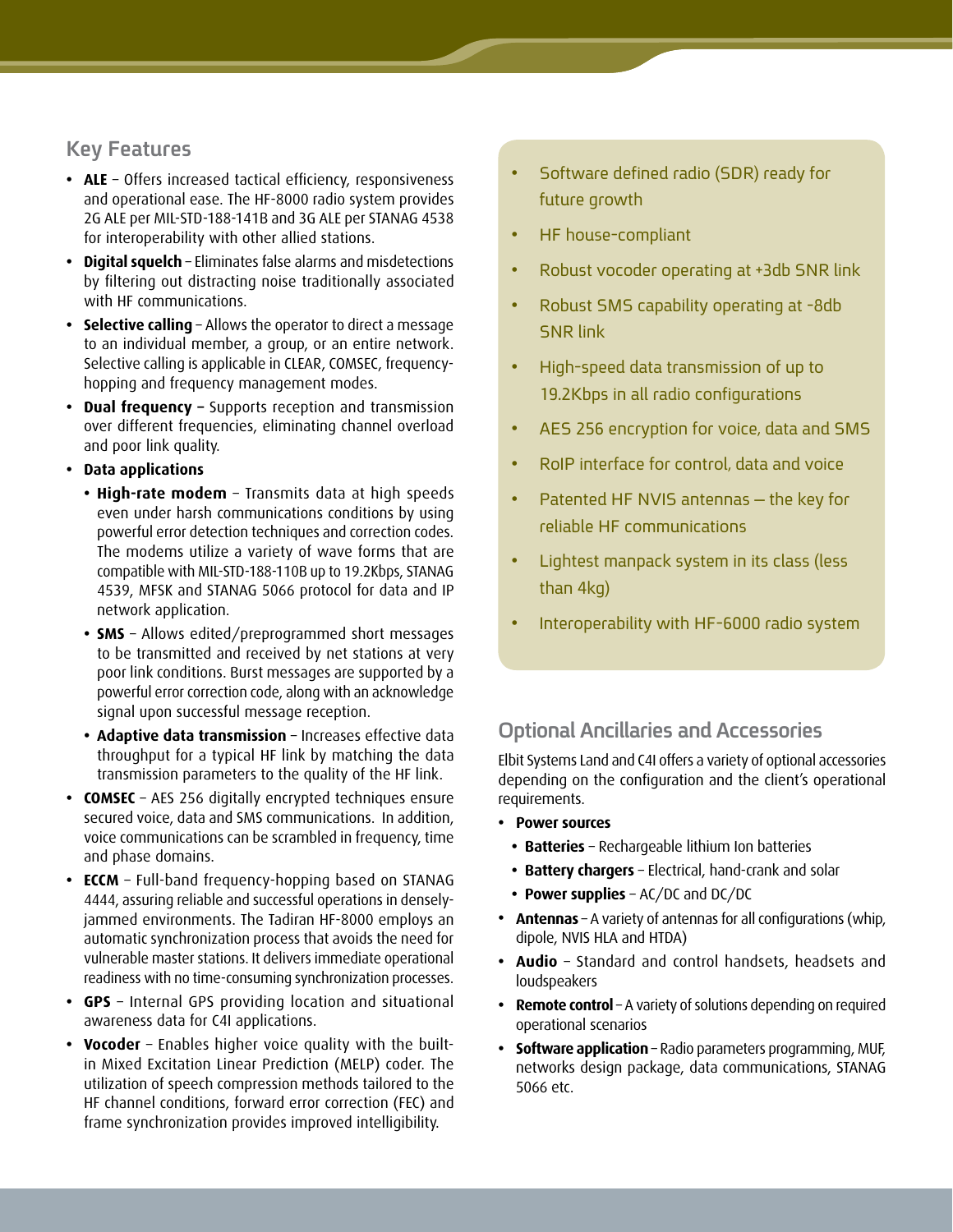## Key Features

- **ALE** – Offers increased tactical efficiency, responsiveness and operational ease. The HF-8000 radio system provides 2G ALE per MIL-STD-188-141B and 3G ALE per STANAG 4538 for interoperability with other allied stations.
- **Digital squelch** – Eliminates false alarms and misdetections by filtering out distracting noise traditionally associated with HF communications.
- **Selective calling** – Allows the operator to direct a message to an individual member, a group, or an entire network. Selective calling is applicable in CLEAR, COMSEC, frequency-hopping and frequency management modes.
- **Dual frequency –** Supports reception and transmission over different frequencies, eliminating channel overload and poor link quality.
- **Data applications**
  - **High-rate modem** – Transmits data at high speeds even under harsh communications conditions by using powerful error detection techniques and correction codes. The modems utilize a variety of wave forms that are compatible with MIL-STD-188-110B up to 19.2Kbps, STANAG 4539, MFSK and STANAG 5066 protocol for data and IP network application.
  - **SMS** – Allows edited/preprogrammed short messages to be transmitted and received by net stations at very poor link conditions. Burst messages are supported by a powerful error correction code, along with an acknowledge signal upon successful message reception.
  - **Adaptive data transmission** – Increases effective data throughput for a typical HF link by matching the data transmission parameters to the quality of the HF link.
- **COMSEC** – AES 256 digitally encrypted techniques ensure secured voice, data and SMS communications. In addition, voice communications can be scrambled in frequency, time and phase domains.
- **ECCM** – Full-band frequency-hopping based on STANAG 4444, assuring reliable and successful operations in densely-jammed environments. The Tadiran HF-8000 employs an automatic synchronization process that avoids the need for vulnerable master stations. It delivers immediate operational readiness with no time-consuming synchronization processes.
- **GPS** – Internal GPS providing location and situational awareness data for C4I applications.
- **Vocoder** – Enables higher voice quality with the built-in Mixed Excitation Linear Prediction (MELP) coder. The utilization of speech compression methods tailored to the HF channel conditions, forward error correction (FEC) and frame synchronization provides improved intelligibility.

- Software defined radio (SDR) ready for future growth
- HF house-compliant
- Robust vocoder operating at +3db SNR link
- Robust SMS capability operating at -8db SNR link
- High-speed data transmission of up to 19.2Kbps in all radio configurations
- AES 256 encryption for voice, data and SMS
- RoIP interface for control, data and voice
- Patented HF NVIS antennas – the key for reliable HF communications
- Lightest manpack system in its class (less than 4kg)
- Interoperability with HF-6000 radio system

## Optional Ancillaries and Accessories

Elbit Systems Land and C4I offers a variety of optional accessories depending on the configuration and the client's operational requirements.

- **Power sources**
  - **Batteries** – Rechargeable lithium Ion batteries
  - **Battery chargers** – Electrical, hand-crank and solar
  - **Power supplies** – AC/DC and DC/DC
- **Antennas** – A variety of antennas for all configurations (whip, dipole, NVIS HLA and HTDA)
- **Audio** – Standard and control handsets, headsets and loudspeakers
- **Remote control** – A variety of solutions depending on required operational scenarios
- **Software application** – Radio parameters programming, MUF, networks design package, data communications, STANAG 5066 etc.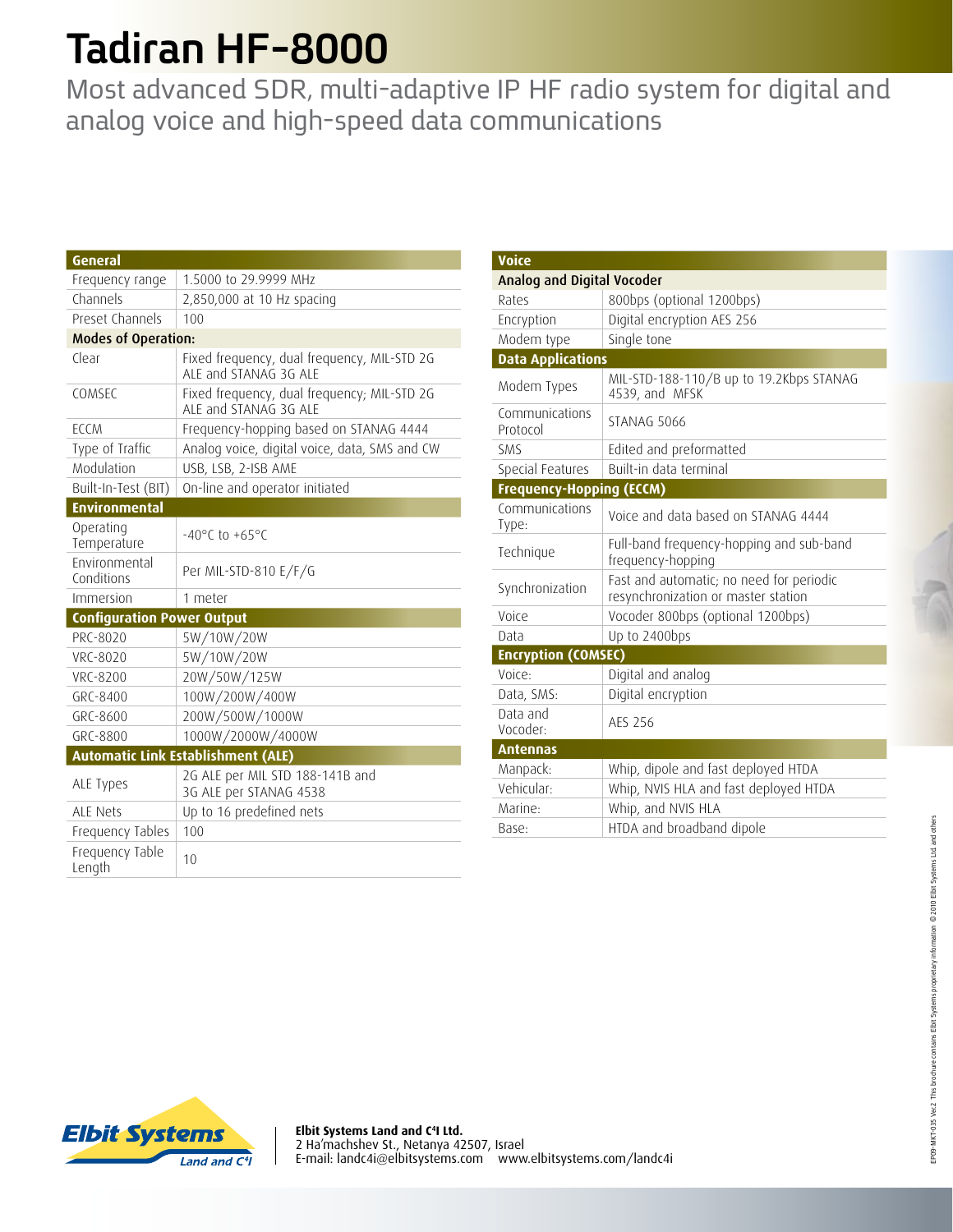# Tadiran HF-8000

Most advanced SDR, multi-adaptive IP HF radio system for digital and analog voice and high-speed data communications

| General | |
|---|---|
| Frequency range | 1.5000 to 29.9999 MHz |
| Channels | 2,850,000 at 10 Hz spacing |
| Preset Channels | 100 |
| **Modes of Operation:** | |
| Clear | Fixed frequency, dual frequency, MIL-STD 2G ALE and STANAG 3G ALE |
| COMSEC | Fixed frequency, dual frequency; MIL-STD 2G ALE and STANAG 3G ALE |
| ECCM | Frequency-hopping based on STANAG 4444 |
| Type of Traffic | Analog voice, digital voice, data, SMS and CW |
| Modulation | USB, LSB, 2-ISB AME |
| Built-In-Test (BIT) | On-line and operator initiated |
| **Environmental** | |
| Operating Temperature | -40°C to +65°C |
| Environmental Conditions | Per MIL-STD-810 E/F/G |
| Immersion | 1 meter |
| **Configuration Power Output** | |
| PRC-8020 | 5W/10W/20W |
| VRC-8020 | 5W/10W/20W |
| VRC-8200 | 20W/50W/125W |
| GRC-8400 | 100W/200W/400W |
| GRC-8600 | 200W/500W/1000W |
| GRC-8800 | 1000W/2000W/4000W |
| **Automatic Link Establishment (ALE)** | |
| ALE Types | 2G ALE per MIL STD 188-141B and 3G ALE per STANAG 4538 |
| ALE Nets | Up to 16 predefined nets |
| Frequency Tables | 100 |
| Frequency Table Length | 10 |

| Voice | |
|---|---|
| **Analog and Digital Vocoder** | |
| Rates | 800bps (optional 1200bps) |
| Encryption | Digital encryption AES 256 |
| Modem type | Single tone |
| **Data Applications** | |
| Modem Types | MIL-STD-188-110/B up to 19.2Kbps STANAG 4539, and MFSK |
| Communications Protocol | STANAG 5066 |
| SMS | Edited and preformatted |
| Special Features | Built-in data terminal |
| **Frequency-Hopping (ECCM)** | |
| Communications Type: | Voice and data based on STANAG 4444 |
| Technique | Full-band frequency-hopping and sub-band frequency-hopping |
| Synchronization | Fast and automatic; no need for periodic resynchronization or master station |
| Voice | Vocoder 800bps (optional 1200bps) |
| Data | Up to 2400bps |
| **Encryption (COMSEC)** | |
| Voice: | Digital and analog |
| Data, SMS: | Digital encryption |
| Data and Vocoder: | AES 256 |
| **Antennas** | |
| Manpack: | Whip, dipole and fast deployed HTDA |
| Vehicular: | Whip, NVIS HLA and fast deployed HTDA |
| Marine: | Whip, and NVIS HLA |
| Base: | HTDA and broadband dipole |

Elbit Systems Land and C4I

**Elbit Systems Land and C4I Ltd.**
2 Ha'machshev St., Netanya 42507, Israel
E-mail: landc4i@elbitsystems.com www.elbitsystems.com/landc4i

EP09-MKT-035 Ver.2 This brochure contains Elbit Systems proprietary information ©2010 Elbit Systems Ltd and others